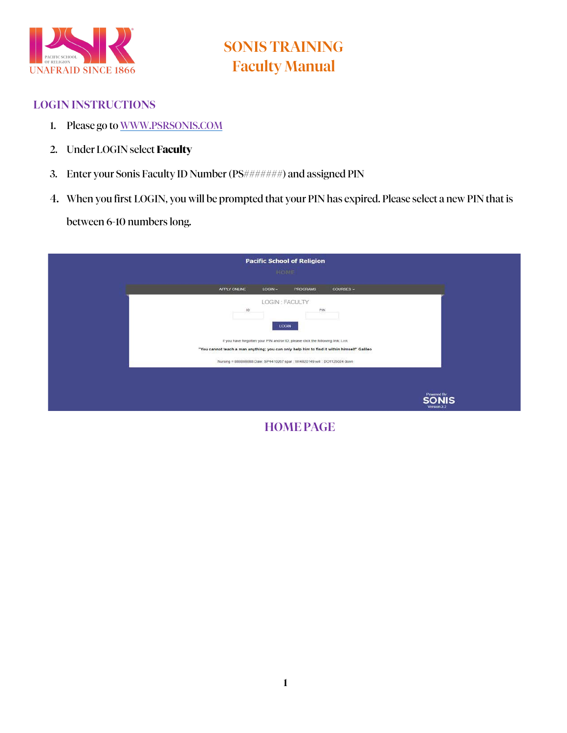# SONIS TRAINING
# Faculty Manual

## LOGIN INSTRUCTIONS

1. Please go to WWW.PSRSONIS.COM
2. Under LOGIN select **Faculty**
3. Enter your Sonis Faculty ID Number (PS#######) and assigned PIN
4. When you first LOGIN, you will be prompted that your PIN has expired. Please select a new PIN that is between 6-10 numbers long.

HOME PAGE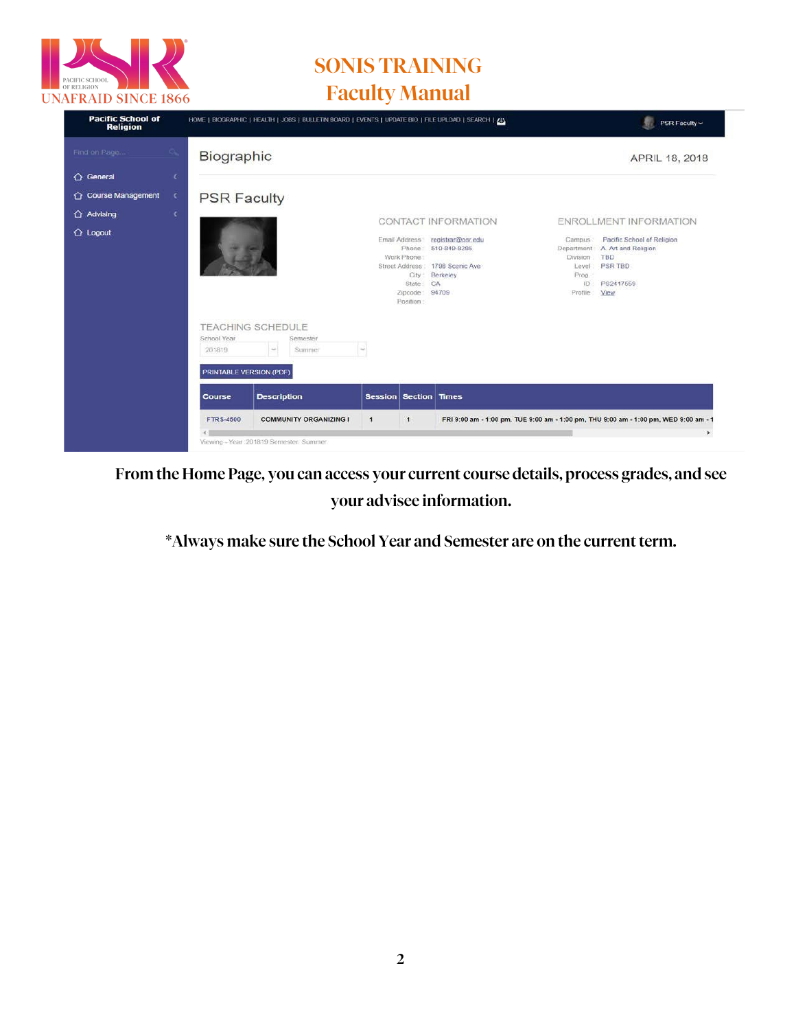# SONIS TRAINING
## Faculty Manual

Pacific School of Religion

HOME | BIOGRAPHIC | HEALTH | JOBS | BULLETIN BOARD | EVENTS | UPDATE BIO | FILE UPLOAD | SEARCH |

PSR Faculty

Find on Page...

- General
- Course Management
- Advising
- Logout

Biographic

APRIL 18, 2018

PSR Faculty

CONTACT INFORMATION

Email Address : registrar@psr.edu
Phone : 510-849-8285
Work Phone :
Street Address : 1798 Scenic Ave
City : Berkeley
State : CA
Zipcode : 94709
Position :

ENROLLMENT INFORMATION

Campus : Pacific School of Religion
Department : A. Art and Religion
Division : TBD
Level : PSR TBD
Prog :
ID : PS2417559
Profile : View

TEACHING SCHEDULE

School Year: 201819
Semester: Summer

PRINTABLE VERSION (PDF)

| Course | Description | Session | Section | Times |
| --- | --- | --- | --- | --- |
| FTRS-4500 | COMMUNITY ORGANIZING I | 1 | 1 | FRI 9:00 am - 1:00 pm, TUE 9:00 am - 1:00 pm, THU 9:00 am - 1:00 pm, WED 9:00 am - 1 |

Viewing - Year: 201819 Semester: Summer

**From the Home Page, you can access your current course details, process grades, and see your advisee information.**

**\*Always make sure the School Year and Semester are on the current term.**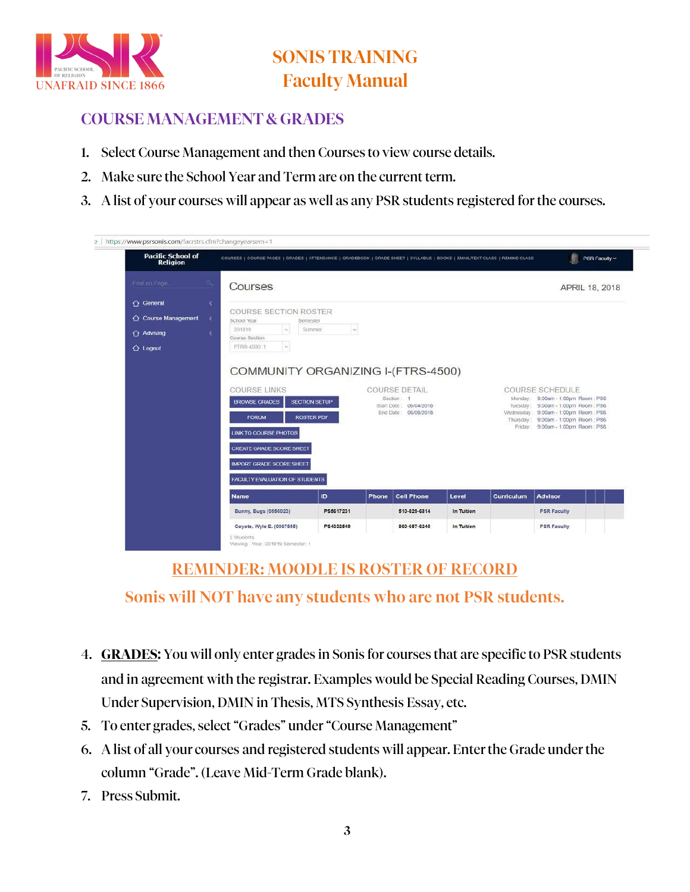# SONIS TRAINING
# Faculty Manual

## COURSE MANAGEMENT & GRADES

1. Select Course Management and then Courses to view course details.
2. Make sure the School Year and Term are on the current term.
3. A list of your courses will appear as well as any PSR students registered for the courses.

**REMINDER: MOODLE IS ROSTER OF RECORD**

**Sonis will NOT have any students who are not PSR students.**

4. **GRADES:** You will only enter grades in Sonis for courses that are specific to PSR students and in agreement with the registrar. Examples would be Special Reading Courses, DMIN Under Supervision, DMIN in Thesis, MTS Synthesis Essay, etc.
5. To enter grades, select "Grades" under "Course Management"
6. A list of all your courses and registered students will appear. Enter the Grade under the column "Grade". (Leave Mid-Term Grade blank).
7. Press Submit.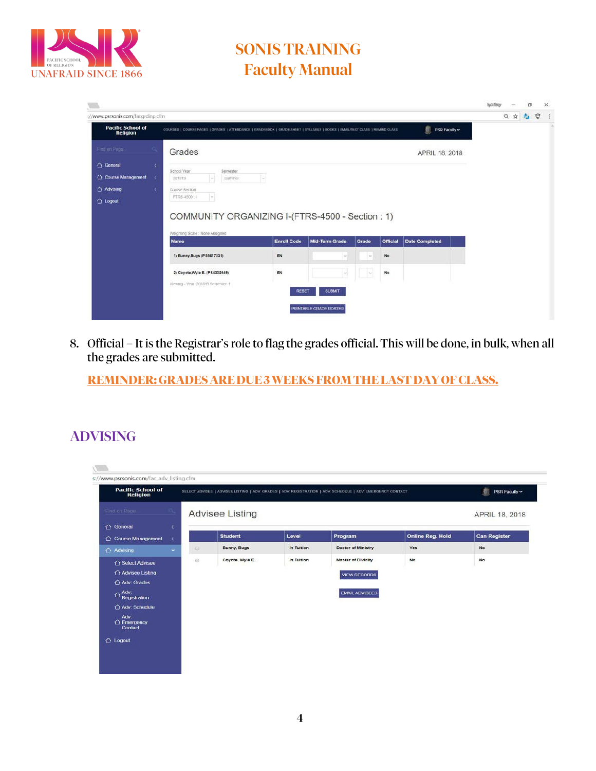8. Official – It is the Registrar's role to flag the grades official. This will be done, in bulk, when all the grades are submitted.

**REMINDER: GRADES ARE DUE 3 WEEKS FROM THE LAST DAY OF CLASS.**

## ADVISING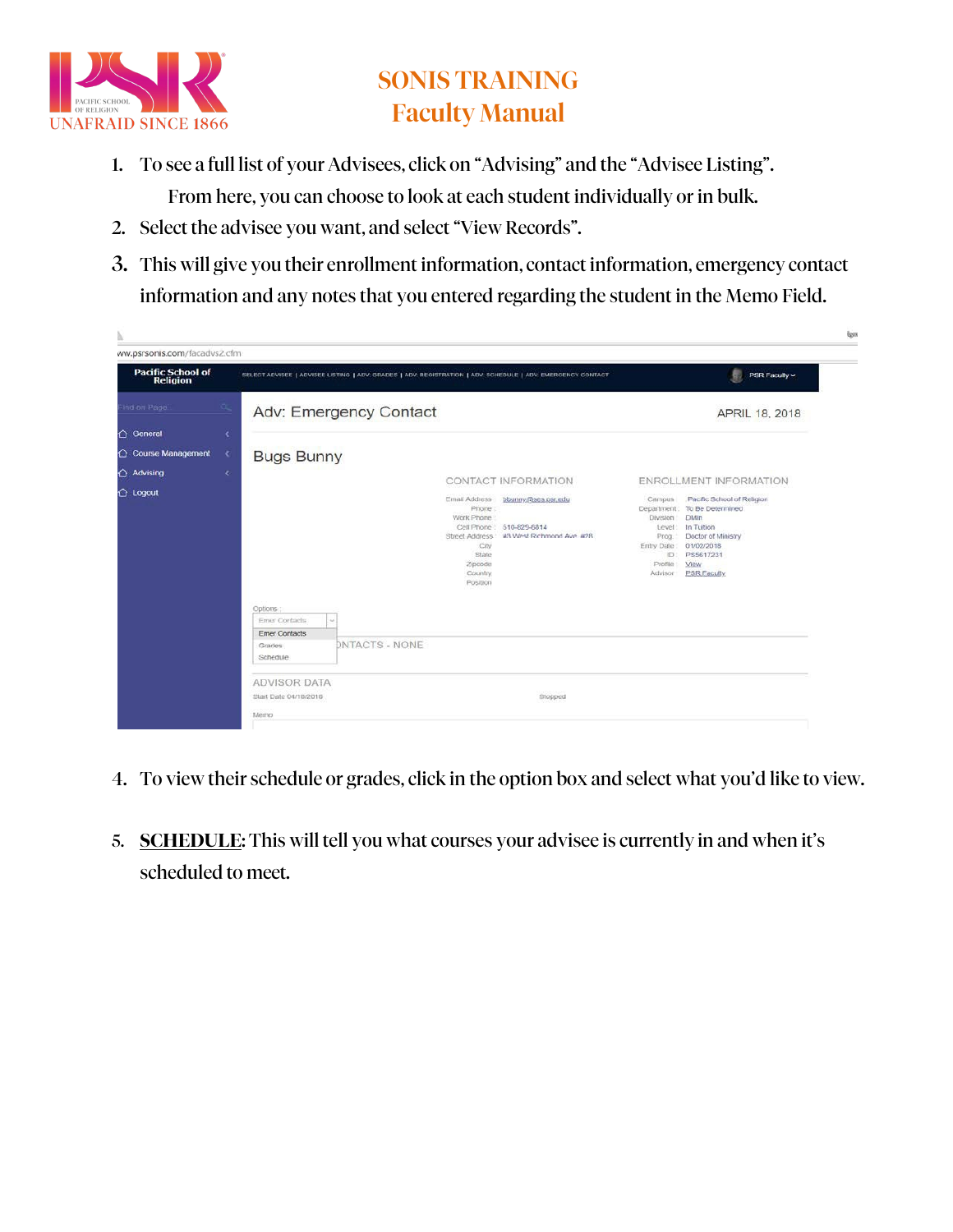1. To see a full list of your Advisees, click on "Advising" and the "Advisee Listing". From here, you can choose to look at each student individually or in bulk.
2. Select the advisee you want, and select "View Records".
3. This will give you their enrollment information, contact information, emergency contact information and any notes that you entered regarding the student in the Memo Field.

4. To view their schedule or grades, click in the option box and select what you'd like to view.

5. **<u>SCHEDULE</u>**: This will tell you what courses your advisee is currently in and when it's scheduled to meet.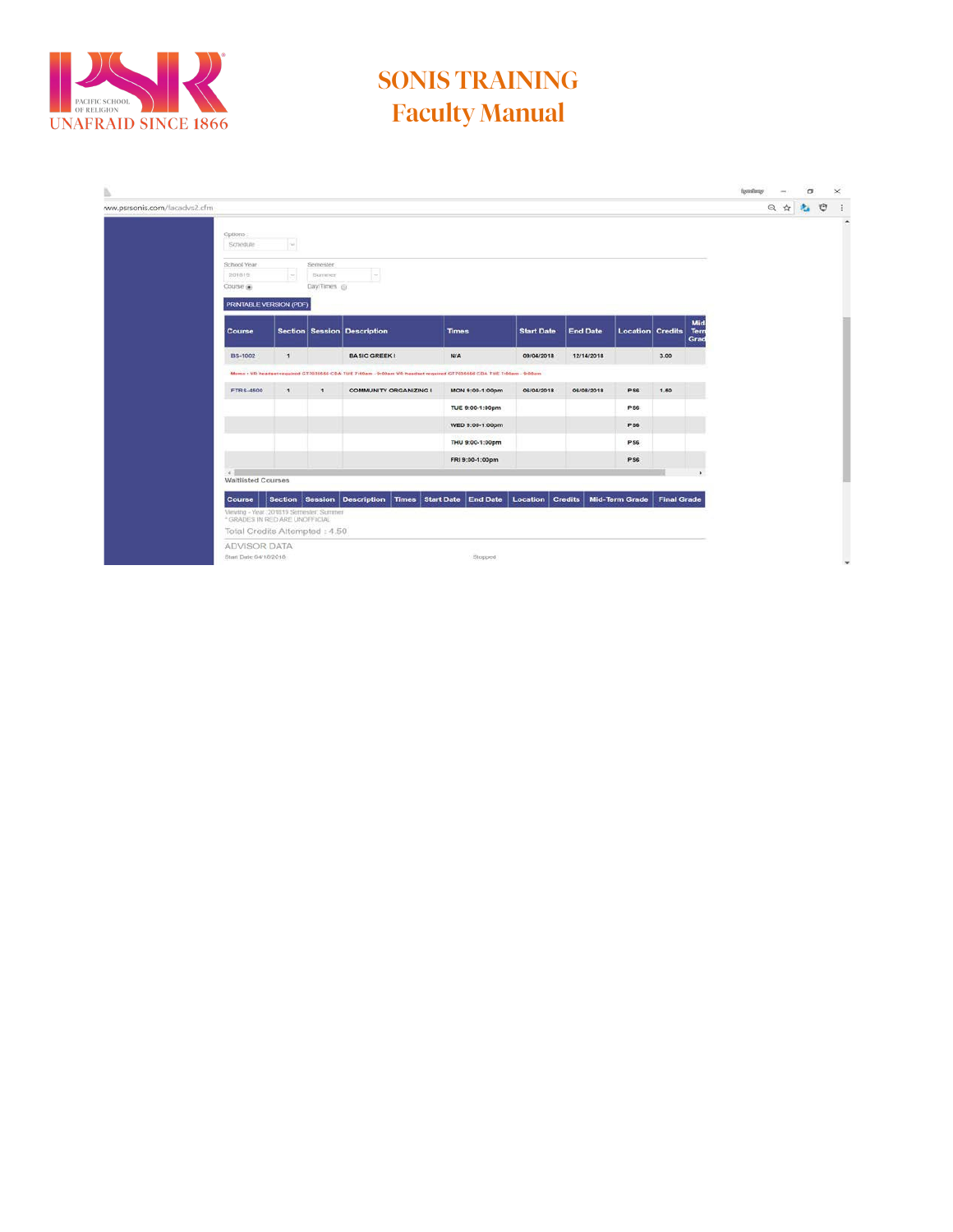# SONIS TRAINING
## Faculty Manual

www.psrsonis.com/facadvs2.cfm

Options: Schedule

School Year: 201819 Semester: Summer

Course ◉ Day/Times ○

PRINTABLE VERSION (PDF)

| Course | Section | Session | Description | Times | Start Date | End Date | Location | Credits | Mid Term Grad |
|---|---|---|---|---|---|---|---|---|---|
| BS-1002 | 1 | | BASIC GREEK I | N/A | 09/04/2018 | 12/14/2018 | | 3.00 | |
| Memo : VB headset required GT7033656 CDA TUE 7:00am - 9:00am VB headset required GT7033656 CDA TUE 7:00am - 9:00am | | | | | | | | | |
| FTRS-4500 | 1 | 1 | COMMUNITY ORGANIZING I | MON 9:00-1:00pm | 06/04/2018 | 06/08/2018 | PS6 | 1.50 | |
| | | | | TUE 9:00-1:00pm | | | PS6 | | |
| | | | | WED 9:00-1:00pm | | | PS6 | | |
| | | | | THU 9:00-1:00pm | | | PS6 | | |
| | | | | FRI 9:00-1:00pm | | | PS6 | | |

Waitlisted Courses

| Course | Section | Session | Description | Times | Start Date | End Date | Location | Credits | Mid-Term Grade | Final Grade |
|---|---|---|---|---|---|---|---|---|---|---|

Viewing - Year :201819 Semester: Summer

* GRADES IN RED ARE UNOFFICIAL

Total Credits Attempted : 4.50

ADVISOR DATA

Start Date 04/10/2018 Stopped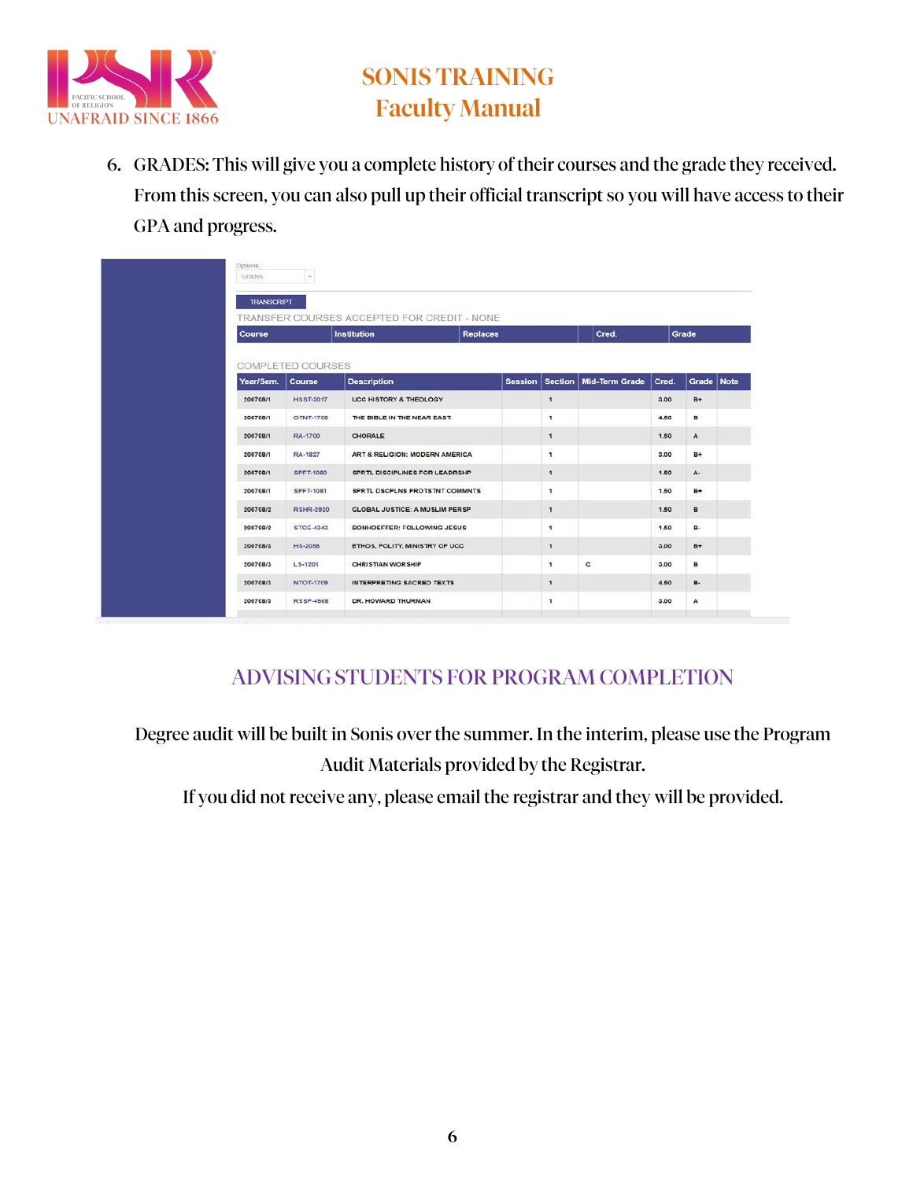6. GRADES: This will give you a complete history of their courses and the grade they received. From this screen, you can also pull up their official transcript so you will have access to their GPA and progress.

Options
Grades

TRANSCRIPT

TRANSFER COURSES ACCEPTED FOR CREDIT - NONE

| Course | Institution | Replaces | Cred. | Grade |
|---|---|---|---|---|

COMPLETED COURSES

| Year/Sem. | Course | Description | Session | Section | Mid-Term Grade | Cred. | Grade | Note |
|---|---|---|---|---|---|---|---|---|
| 200708/1 | HSST-2017 | UCC HISTORY & THEOLOGY | | 1 | | 3.00 | B+ | |
| 200708/1 | OTNT-1708 | THE BIBLE IN THE NEAR EAST | | 1 | | 4.50 | B | |
| 200708/1 | RA-1700 | CHORALE | | 1 | | 1.50 | A | |
| 200708/1 | RA-1827 | ART & RELIGION: MODERN AMERICA | | 1 | | 3.00 | B+ | |
| 200708/1 | SPFT-1080 | SPRTL DISCIPLINES FOR LEADRSHP | | 1 | | 1.50 | A- | |
| 200708/1 | SPFT-1081 | SPRTL DSCPLNS PROTSTNT COMMNTS | | 1 | | 1.50 | B+ | |
| 200708/2 | RSHR-2920 | GLOBAL JUSTICE: A MUSLIM PERSP | | 1 | | 1.50 | B | |
| 200708/2 | STCE-4343 | BONHOEFFER: FOLLOWING JESUS | | 1 | | 1.50 | B- | |
| 200708/3 | HS-2058 | ETHOS, POLITY, MINISTRY OF UCC | | 1 | | 3.00 | B+ | |
| 200708/3 | LS-1201 | CHRISTIAN WORSHIP | | 1 | C | 3.00 | B | |
| 200708/3 | NTOT-1709 | INTERPRETING SACRED TEXTS | | 1 | | 4.50 | B- | |
| 200708/3 | RSSP-4568 | DR. HOWARD THURMAN | | 1 | | 3.00 | A | |

## ADVISING STUDENTS FOR PROGRAM COMPLETION

Degree audit will be built in Sonis over the summer. In the interim, please use the Program Audit Materials provided by the Registrar.

If you did not receive any, please email the registrar and they will be provided.